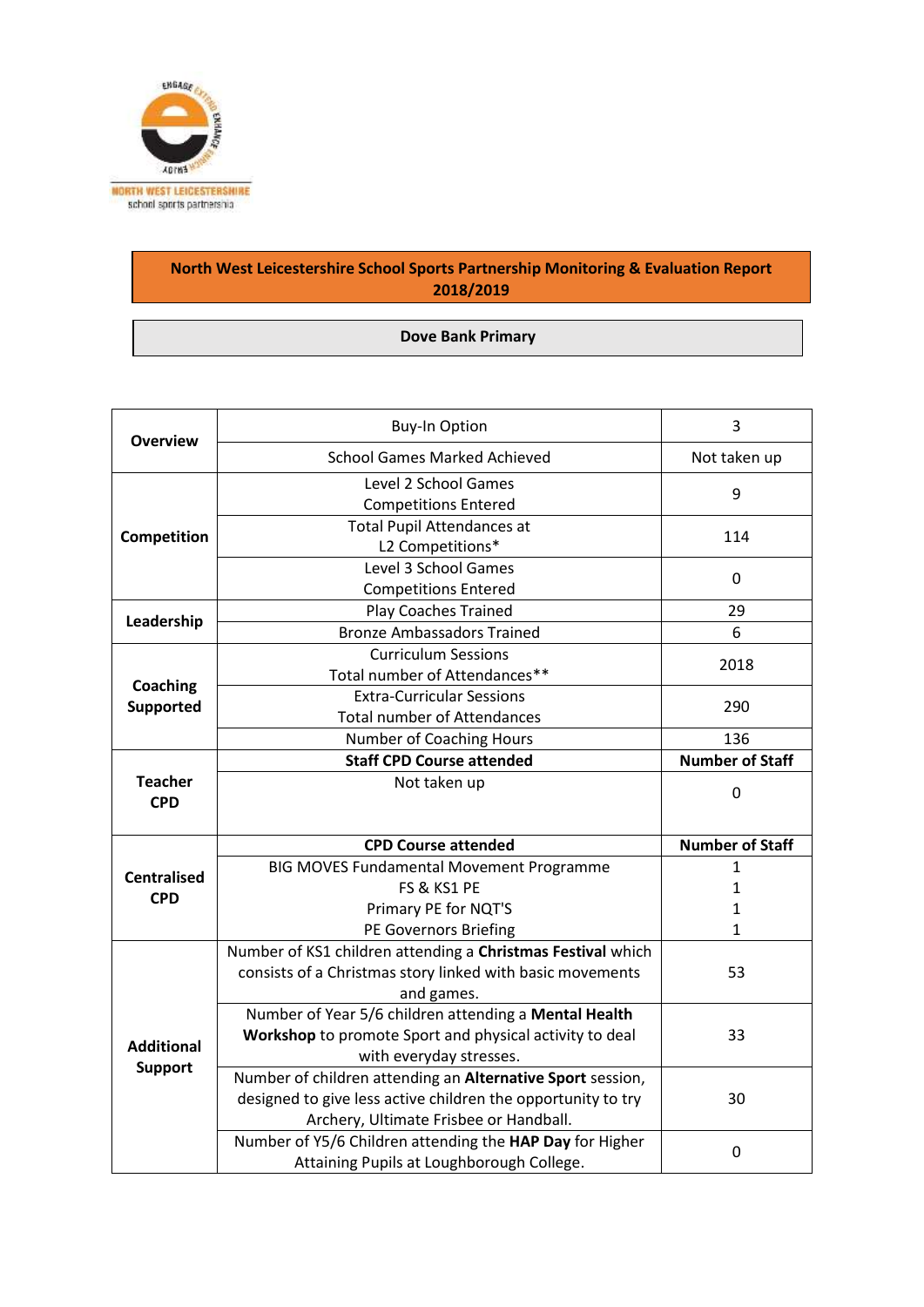NORTH WEST LEICESTERSHIRE school sports partnership

# North West Leicestershire School Sports Partnership Monitoring & Evaluation Report 2018/2019

## Dove Bank Primary

| | | |
|---|---|---|
| **Overview** | Buy-In Option | 3 |
| | School Games Marked Achieved | Not taken up |
| **Competition** | Level 2 School Games Competitions Entered | 9 |
| | Total Pupil Attendances at L2 Competitions* | 114 |
| | Level 3 School Games Competitions Entered | 0 |
| **Leadership** | Play Coaches Trained | 29 |
| | Bronze Ambassadors Trained | 6 |
| **Coaching Supported** | Curriculum Sessions Total number of Attendances** | 2018 |
| | Extra-Curricular Sessions Total number of Attendances | 290 |
| | Number of Coaching Hours | 136 |
| **Teacher CPD** | **Staff CPD Course attended** | **Number of Staff** |
| | Not taken up | 0 |
| **Centralised CPD** | **CPD Course attended** | **Number of Staff** |
| | BIG MOVES Fundamental Movement Programme | 1 |
| | FS & KS1 PE | 1 |
| | Primary PE for NQT'S | 1 |
| | PE Governors Briefing | 1 |
| **Additional Support** | Number of KS1 children attending a **Christmas Festival** which consists of a Christmas story linked with basic movements and games. | 53 |
| | Number of Year 5/6 children attending a **Mental Health Workshop** to promote Sport and physical activity to deal with everyday stresses. | 33 |
| | Number of children attending an **Alternative Sport** session, designed to give less active children the opportunity to try Archery, Ultimate Frisbee or Handball. | 30 |
| | Number of Y5/6 Children attending the **HAP Day** for Higher Attaining Pupils at Loughborough College. | 0 |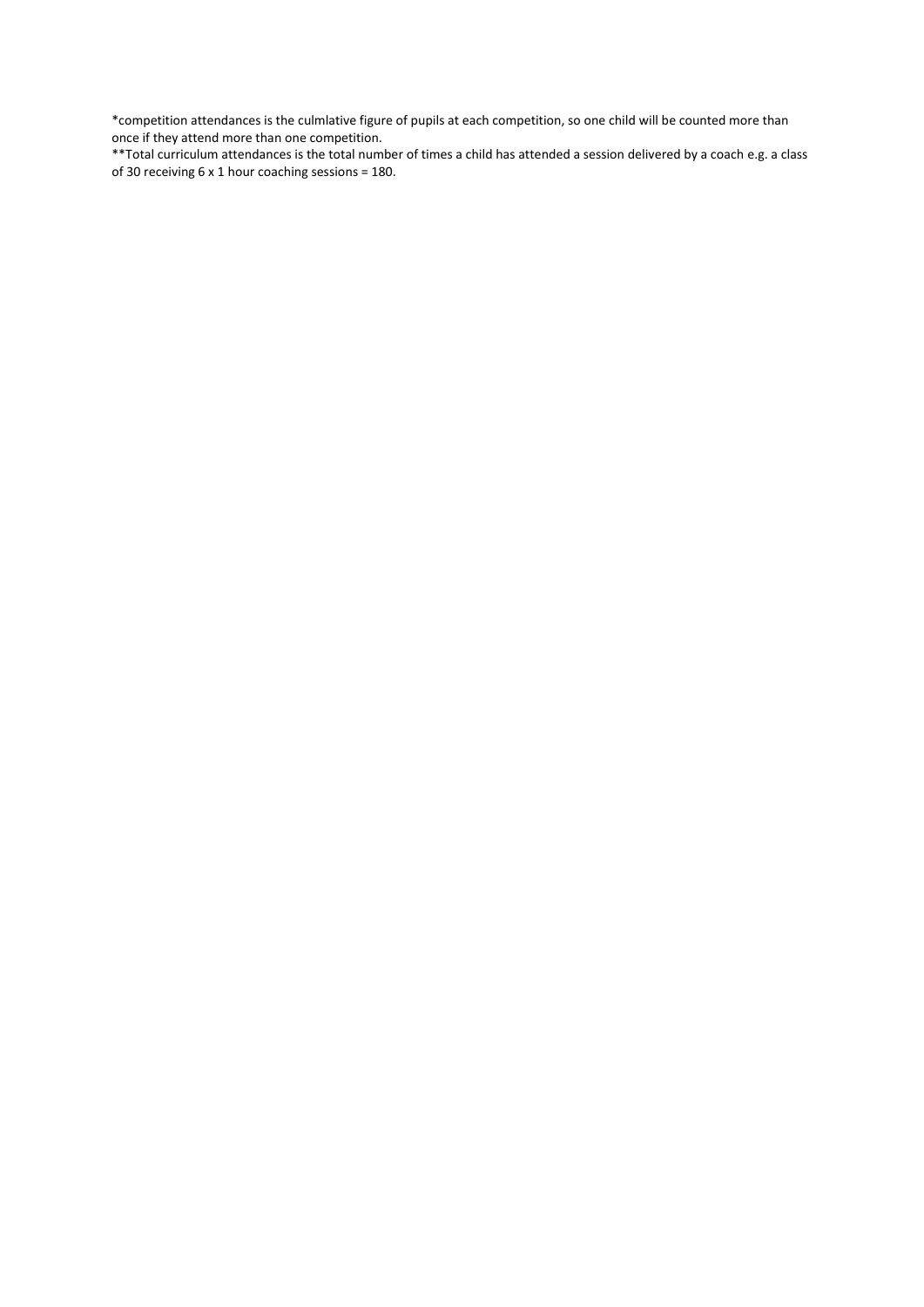*competition attendances is the culmlative figure of pupils at each competition, so one child will be counted more than once if they attend more than one competition.

**Total curriculum attendances is the total number of times a child has attended a session delivered by a coach e.g. a class of 30 receiving 6 x 1 hour coaching sessions = 180.